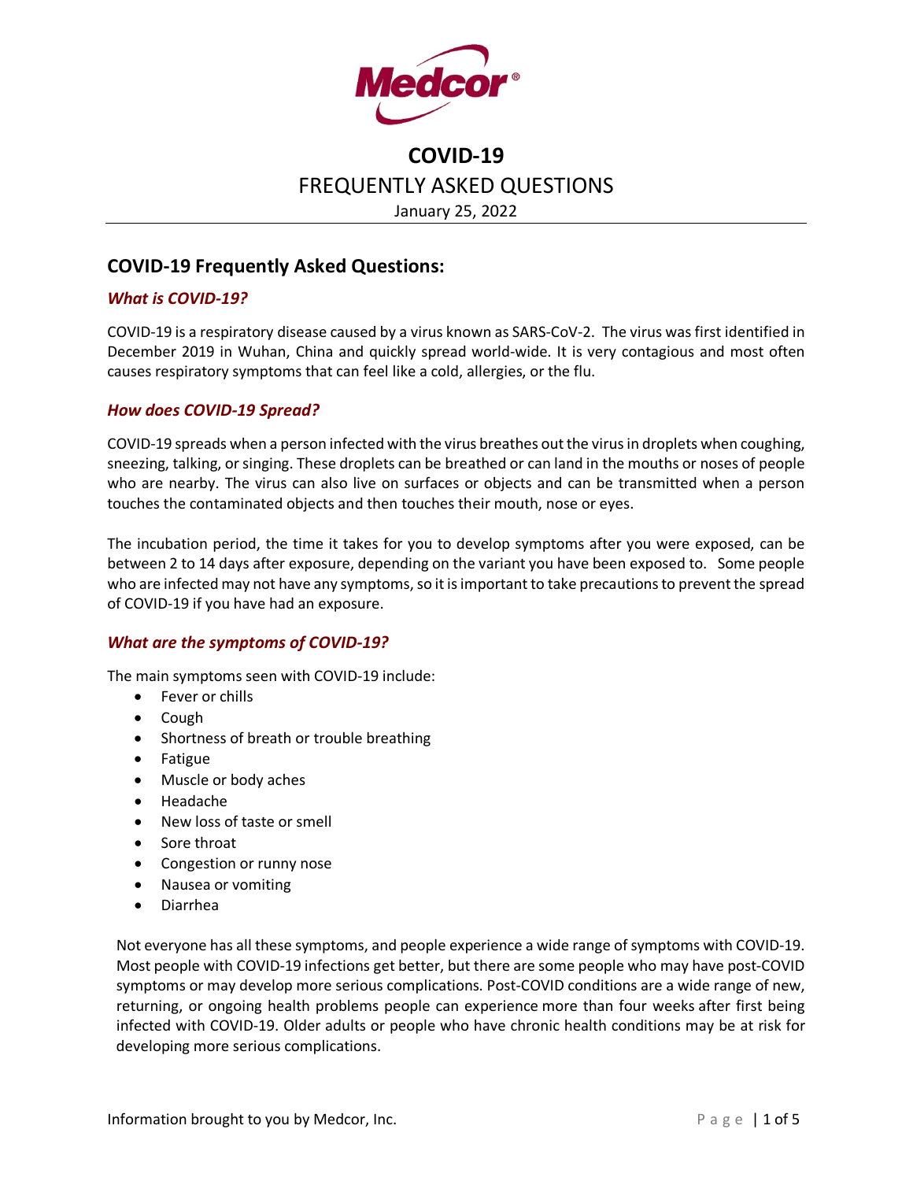# COVID-19

## FREQUENTLY ASKED QUESTIONS

January 25, 2022

## COVID-19 Frequently Asked Questions:

### *What is COVID-19?*

COVID-19 is a respiratory disease caused by a virus known as SARS-CoV-2. The virus was first identified in December 2019 in Wuhan, China and quickly spread world-wide. It is very contagious and most often causes respiratory symptoms that can feel like a cold, allergies, or the flu.

### *How does COVID-19 Spread?*

COVID-19 spreads when a person infected with the virus breathes out the virus in droplets when coughing, sneezing, talking, or singing. These droplets can be breathed or can land in the mouths or noses of people who are nearby. The virus can also live on surfaces or objects and can be transmitted when a person touches the contaminated objects and then touches their mouth, nose or eyes.

The incubation period, the time it takes for you to develop symptoms after you were exposed, can be between 2 to 14 days after exposure, depending on the variant you have been exposed to. Some people who are infected may not have any symptoms, so it is important to take precautions to prevent the spread of COVID-19 if you have had an exposure.

### *What are the symptoms of COVID-19?*

The main symptoms seen with COVID-19 include:

- Fever or chills
- Cough
- Shortness of breath or trouble breathing
- Fatigue
- Muscle or body aches
- Headache
- New loss of taste or smell
- Sore throat
- Congestion or runny nose
- Nausea or vomiting
- Diarrhea

Not everyone has all these symptoms, and people experience a wide range of symptoms with COVID-19. Most people with COVID-19 infections get better, but there are some people who may have post-COVID symptoms or may develop more serious complications. Post-COVID conditions are a wide range of new, returning, or ongoing health problems people can experience more than four weeks after first being infected with COVID-19. Older adults or people who have chronic health conditions may be at risk for developing more serious complications.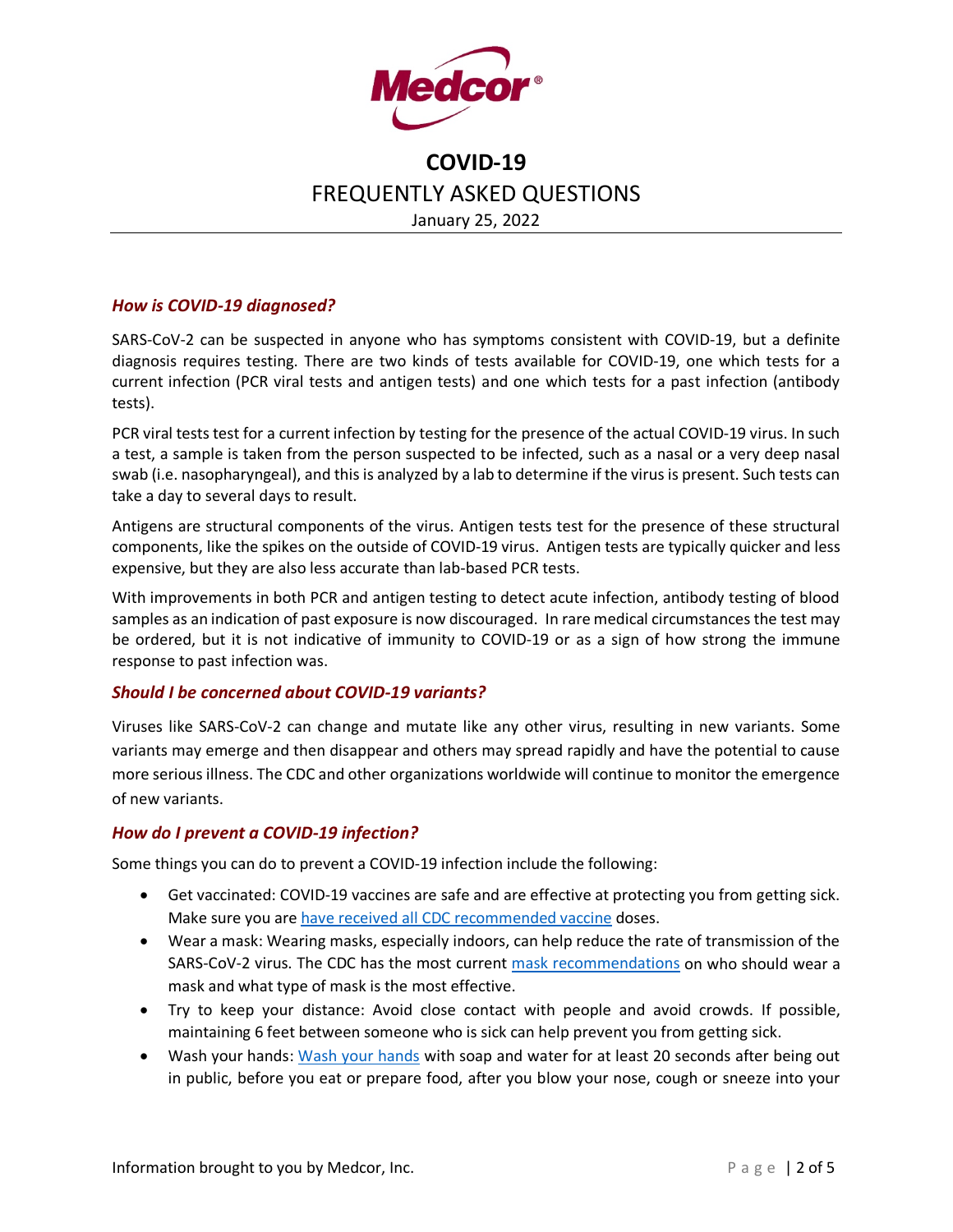# COVID-19

## FREQUENTLY ASKED QUESTIONS

January 25, 2022

### *How is COVID-19 diagnosed?*

SARS-CoV-2 can be suspected in anyone who has symptoms consistent with COVID-19, but a definite diagnosis requires testing. There are two kinds of tests available for COVID-19, one which tests for a current infection (PCR viral tests and antigen tests) and one which tests for a past infection (antibody tests).

PCR viral tests test for a current infection by testing for the presence of the actual COVID-19 virus. In such a test, a sample is taken from the person suspected to be infected, such as a nasal or a very deep nasal swab (i.e. nasopharyngeal), and this is analyzed by a lab to determine if the virus is present. Such tests can take a day to several days to result.

Antigens are structural components of the virus. Antigen tests test for the presence of these structural components, like the spikes on the outside of COVID-19 virus. Antigen tests are typically quicker and less expensive, but they are also less accurate than lab-based PCR tests.

With improvements in both PCR and antigen testing to detect acute infection, antibody testing of blood samples as an indication of past exposure is now discouraged. In rare medical circumstances the test may be ordered, but it is not indicative of immunity to COVID-19 or as a sign of how strong the immune response to past infection was.

### *Should I be concerned about COVID-19 variants?*

Viruses like SARS-CoV-2 can change and mutate like any other virus, resulting in new variants. Some variants may emerge and then disappear and others may spread rapidly and have the potential to cause more serious illness. The CDC and other organizations worldwide will continue to monitor the emergence of new variants.

### *How do I prevent a COVID-19 infection?*

Some things you can do to prevent a COVID-19 infection include the following:

- Get vaccinated: COVID-19 vaccines are safe and are effective at protecting you from getting sick. Make sure you are have received all CDC recommended vaccine doses.
- Wear a mask: Wearing masks, especially indoors, can help reduce the rate of transmission of the SARS-CoV-2 virus. The CDC has the most current mask recommendations on who should wear a mask and what type of mask is the most effective.
- Try to keep your distance: Avoid close contact with people and avoid crowds. If possible, maintaining 6 feet between someone who is sick can help prevent you from getting sick.
- Wash your hands: Wash your hands with soap and water for at least 20 seconds after being out in public, before you eat or prepare food, after you blow your nose, cough or sneeze into your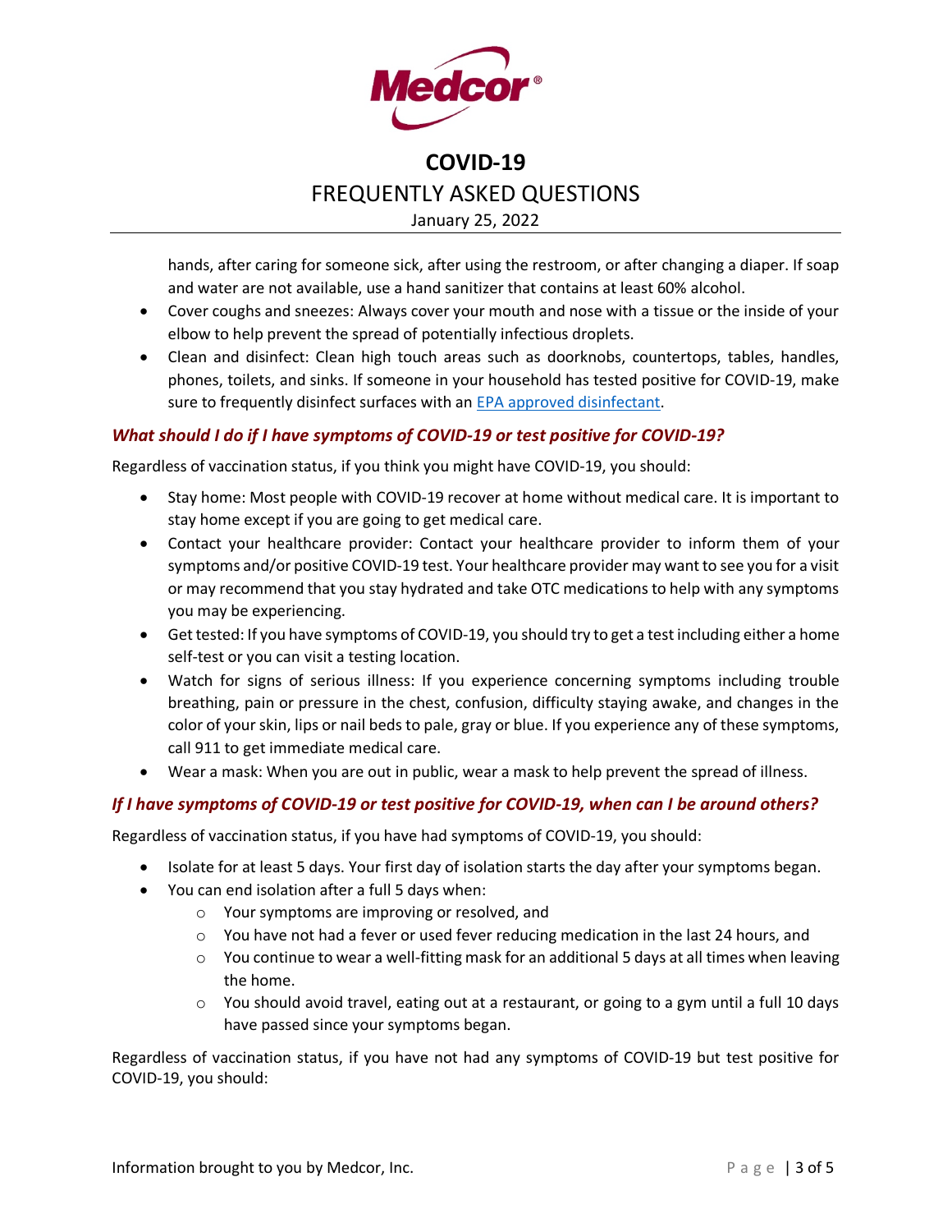hands, after caring for someone sick, after using the restroom, or after changing a diaper. If soap and water are not available, use a hand sanitizer that contains at least 60% alcohol.

- Cover coughs and sneezes: Always cover your mouth and nose with a tissue or the inside of your elbow to help prevent the spread of potentially infectious droplets.
- Clean and disinfect: Clean high touch areas such as doorknobs, countertops, tables, handles, phones, toilets, and sinks. If someone in your household has tested positive for COVID-19, make sure to frequently disinfect surfaces with an [EPA approved disinfectant](#).

### *What should I do if I have symptoms of COVID-19 or test positive for COVID-19?*

Regardless of vaccination status, if you think you might have COVID-19, you should:

- Stay home: Most people with COVID-19 recover at home without medical care. It is important to stay home except if you are going to get medical care.
- Contact your healthcare provider: Contact your healthcare provider to inform them of your symptoms and/or positive COVID-19 test. Your healthcare provider may want to see you for a visit or may recommend that you stay hydrated and take OTC medications to help with any symptoms you may be experiencing.
- Get tested: If you have symptoms of COVID-19, you should try to get a test including either a home self-test or you can visit a testing location.
- Watch for signs of serious illness: If you experience concerning symptoms including trouble breathing, pain or pressure in the chest, confusion, difficulty staying awake, and changes in the color of your skin, lips or nail beds to pale, gray or blue. If you experience any of these symptoms, call 911 to get immediate medical care.
- Wear a mask: When you are out in public, wear a mask to help prevent the spread of illness.

### *If I have symptoms of COVID-19 or test positive for COVID-19, when can I be around others?*

Regardless of vaccination status, if you have had symptoms of COVID-19, you should:

- Isolate for at least 5 days. Your first day of isolation starts the day after your symptoms began.
- You can end isolation after a full 5 days when:
  - Your symptoms are improving or resolved, and
  - You have not had a fever or used fever reducing medication in the last 24 hours, and
  - You continue to wear a well-fitting mask for an additional 5 days at all times when leaving the home.
  - You should avoid travel, eating out at a restaurant, or going to a gym until a full 10 days have passed since your symptoms began.

Regardless of vaccination status, if you have not had any symptoms of COVID-19 but test positive for COVID-19, you should: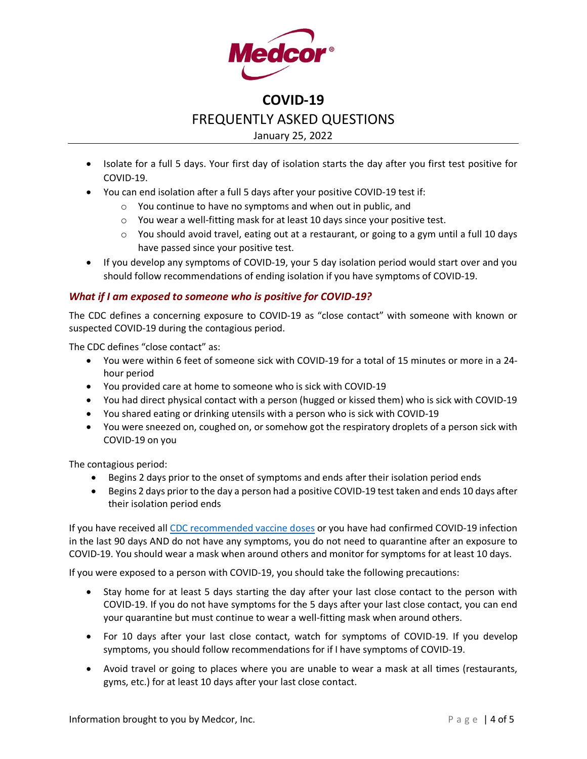- Isolate for a full 5 days. Your first day of isolation starts the day after you first test positive for COVID-19.
- You can end isolation after a full 5 days after your positive COVID-19 test if:
  - You continue to have no symptoms and when out in public, and
  - You wear a well-fitting mask for at least 10 days since your positive test.
  - You should avoid travel, eating out at a restaurant, or going to a gym until a full 10 days have passed since your positive test.
- If you develop any symptoms of COVID-19, your 5 day isolation period would start over and you should follow recommendations of ending isolation if you have symptoms of COVID-19.

### *What if I am exposed to someone who is positive for COVID-19?*

The CDC defines a concerning exposure to COVID-19 as "close contact" with someone with known or suspected COVID-19 during the contagious period.

The CDC defines "close contact" as:

- You were within 6 feet of someone sick with COVID-19 for a total of 15 minutes or more in a 24-hour period
- You provided care at home to someone who is sick with COVID-19
- You had direct physical contact with a person (hugged or kissed them) who is sick with COVID-19
- You shared eating or drinking utensils with a person who is sick with COVID-19
- You were sneezed on, coughed on, or somehow got the respiratory droplets of a person sick with COVID-19 on you

The contagious period:

- Begins 2 days prior to the onset of symptoms and ends after their isolation period ends
- Begins 2 days prior to the day a person had a positive COVID-19 test taken and ends 10 days after their isolation period ends

If you have received all CDC recommended vaccine doses or you have had confirmed COVID-19 infection in the last 90 days AND do not have any symptoms, you do not need to quarantine after an exposure to COVID-19. You should wear a mask when around others and monitor for symptoms for at least 10 days.

If you were exposed to a person with COVID-19, you should take the following precautions:

- Stay home for at least 5 days starting the day after your last close contact to the person with COVID-19. If you do not have symptoms for the 5 days after your last close contact, you can end your quarantine but must continue to wear a well-fitting mask when around others.
- For 10 days after your last close contact, watch for symptoms of COVID-19. If you develop symptoms, you should follow recommendations for if I have symptoms of COVID-19.
- Avoid travel or going to places where you are unable to wear a mask at all times (restaurants, gyms, etc.) for at least 10 days after your last close contact.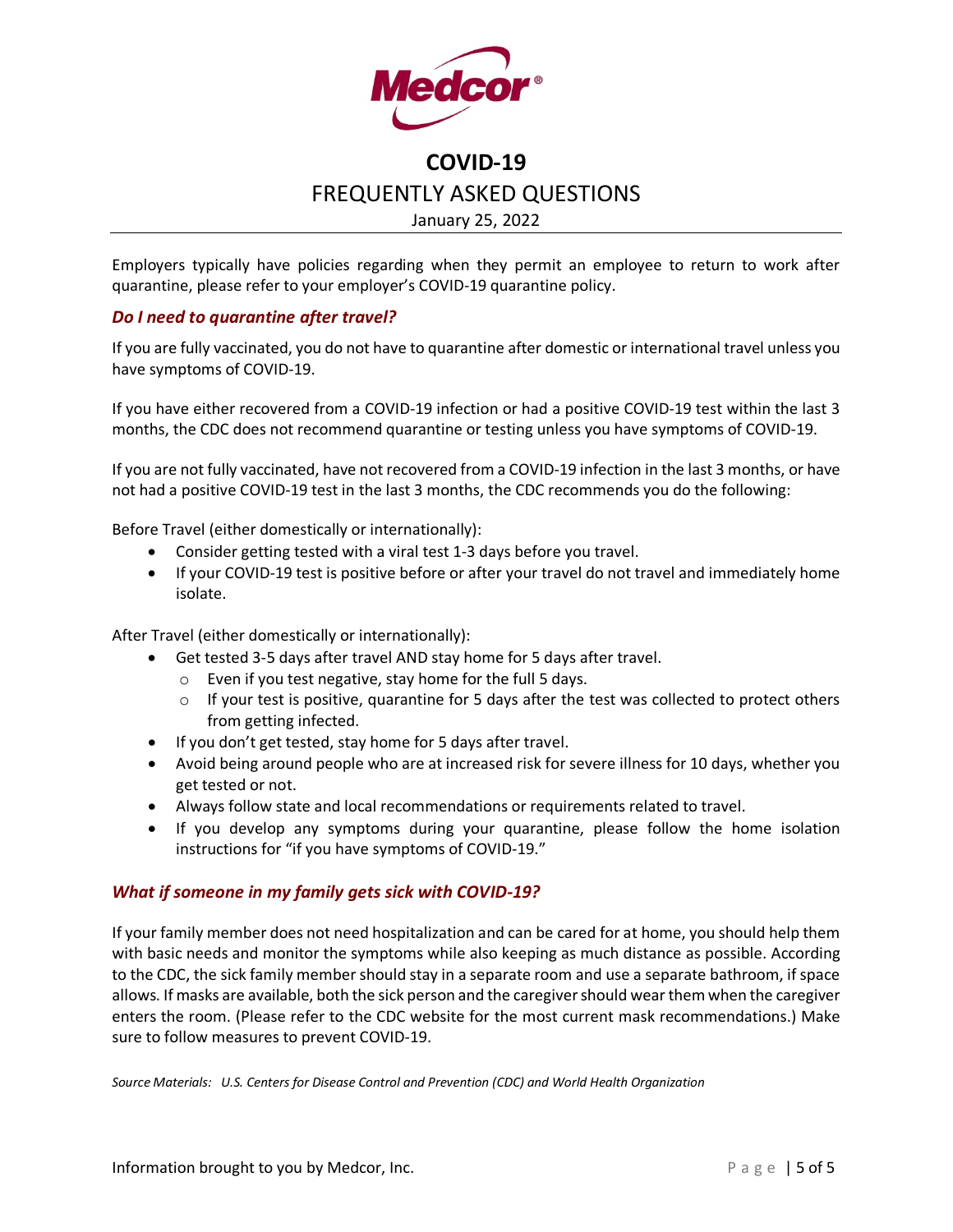# COVID-19

## FREQUENTLY ASKED QUESTIONS

January 25, 2022

Employers typically have policies regarding when they permit an employee to return to work after quarantine, please refer to your employer's COVID-19 quarantine policy.

### *Do I need to quarantine after travel?*

If you are fully vaccinated, you do not have to quarantine after domestic or international travel unless you have symptoms of COVID-19.

If you have either recovered from a COVID-19 infection or had a positive COVID-19 test within the last 3 months, the CDC does not recommend quarantine or testing unless you have symptoms of COVID-19.

If you are not fully vaccinated, have not recovered from a COVID-19 infection in the last 3 months, or have not had a positive COVID-19 test in the last 3 months, the CDC recommends you do the following:

Before Travel (either domestically or internationally):

- Consider getting tested with a viral test 1-3 days before you travel.
- If your COVID-19 test is positive before or after your travel do not travel and immediately home isolate.

After Travel (either domestically or internationally):

- Get tested 3-5 days after travel AND stay home for 5 days after travel.
  - Even if you test negative, stay home for the full 5 days.
  - If your test is positive, quarantine for 5 days after the test was collected to protect others from getting infected.
- If you don't get tested, stay home for 5 days after travel.
- Avoid being around people who are at increased risk for severe illness for 10 days, whether you get tested or not.
- Always follow state and local recommendations or requirements related to travel.
- If you develop any symptoms during your quarantine, please follow the home isolation instructions for "if you have symptoms of COVID-19."

### *What if someone in my family gets sick with COVID-19?*

If your family member does not need hospitalization and can be cared for at home, you should help them with basic needs and monitor the symptoms while also keeping as much distance as possible. According to the CDC, the sick family member should stay in a separate room and use a separate bathroom, if space allows. If masks are available, both the sick person and the caregiver should wear them when the caregiver enters the room. (Please refer to the CDC website for the most current mask recommendations.) Make sure to follow measures to prevent COVID-19.

*Source Materials: U.S. Centers for Disease Control and Prevention (CDC) and World Health Organization*

Information brought to you by Medcor, Inc.